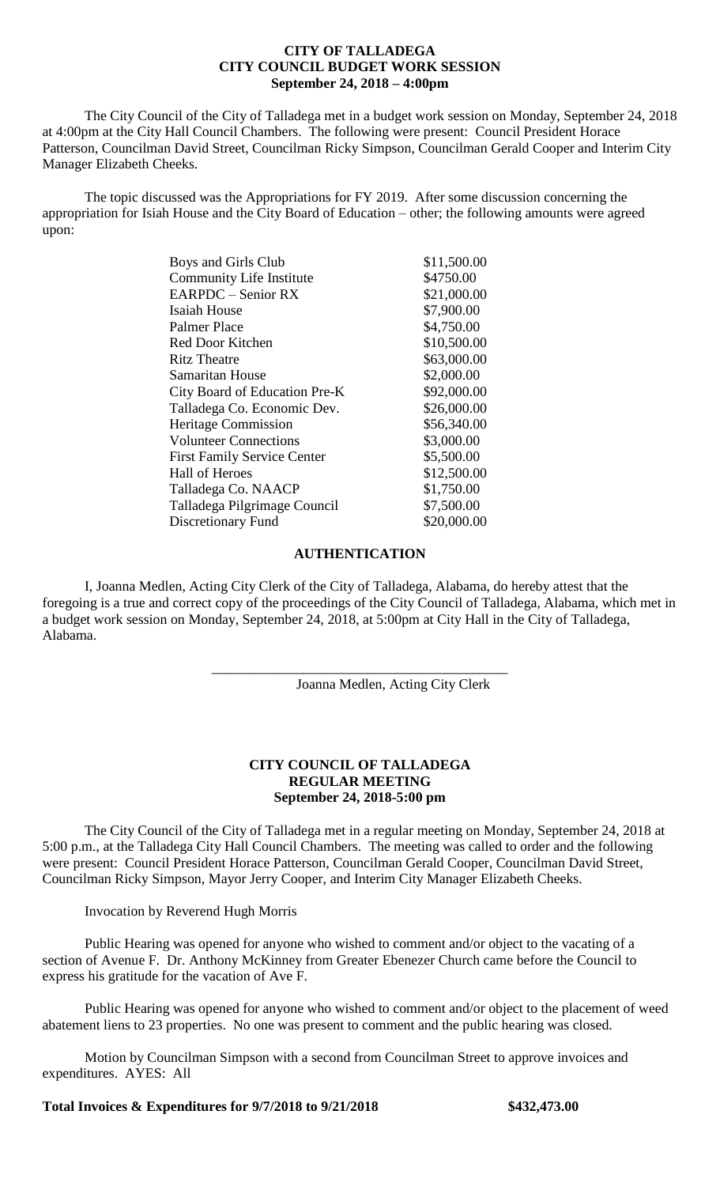# CITY OF TALLADEGA
## CITY COUNCIL BUDGET WORK SESSION
### September 24, 2018 – 4:00pm

The City Council of the City of Talladega met in a budget work session on Monday, September 24, 2018 at 4:00pm at the City Hall Council Chambers. The following were present: Council President Horace Patterson, Councilman David Street, Councilman Ricky Simpson, Councilman Gerald Cooper and Interim City Manager Elizabeth Cheeks.

The topic discussed was the Appropriations for FY 2019. After some discussion concerning the appropriation for Isiah House and the City Board of Education – other; the following amounts were agreed upon:

| | |
|---|---|
| Boys and Girls Club | \$11,500.00 |
| Community Life Institute | \$4750.00 |
| EARPDC – Senior RX | \$21,000.00 |
| Isaiah House | \$7,900.00 |
| Palmer Place | \$4,750.00 |
| Red Door Kitchen | \$10,500.00 |
| Ritz Theatre | \$63,000.00 |
| Samaritan House | \$2,000.00 |
| City Board of Education Pre-K | \$92,000.00 |
| Talladega Co. Economic Dev. | \$26,000.00 |
| Heritage Commission | \$56,340.00 |
| Volunteer Connections | \$3,000.00 |
| First Family Service Center | \$5,500.00 |
| Hall of Heroes | \$12,500.00 |
| Talladega Co. NAACP | \$1,750.00 |
| Talladega Pilgrimage Council | \$7,500.00 |
| Discretionary Fund | \$20,000.00 |

## AUTHENTICATION

I, Joanna Medlen, Acting City Clerk of the City of Talladega, Alabama, do hereby attest that the foregoing is a true and correct copy of the proceedings of the City Council of Talladega, Alabama, which met in a budget work session on Monday, September 24, 2018, at 5:00pm at City Hall in the City of Talladega, Alabama.

\_\_\_\_\_\_\_\_\_\_\_\_\_\_\_\_\_\_\_\_\_\_\_\_\_\_\_\_\_\_\_\_\_\_\_\_\_\_\_\_\_\_

Joanna Medlen, Acting City Clerk

# CITY COUNCIL OF TALLADEGA
## REGULAR MEETING
### September 24, 2018-5:00 pm

The City Council of the City of Talladega met in a regular meeting on Monday, September 24, 2018 at 5:00 p.m., at the Talladega City Hall Council Chambers. The meeting was called to order and the following were present: Council President Horace Patterson, Councilman Gerald Cooper, Councilman David Street, Councilman Ricky Simpson, Mayor Jerry Cooper, and Interim City Manager Elizabeth Cheeks.

Invocation by Reverend Hugh Morris

Public Hearing was opened for anyone who wished to comment and/or object to the vacating of a section of Avenue F. Dr. Anthony McKinney from Greater Ebenezer Church came before the Council to express his gratitude for the vacation of Ave F.

Public Hearing was opened for anyone who wished to comment and/or object to the placement of weed abatement liens to 23 properties. No one was present to comment and the public hearing was closed.

Motion by Councilman Simpson with a second from Councilman Street to approve invoices and expenditures. AYES: All

**Total Invoices & Expenditures for 9/7/2018 to 9/21/2018 \$432,473.00**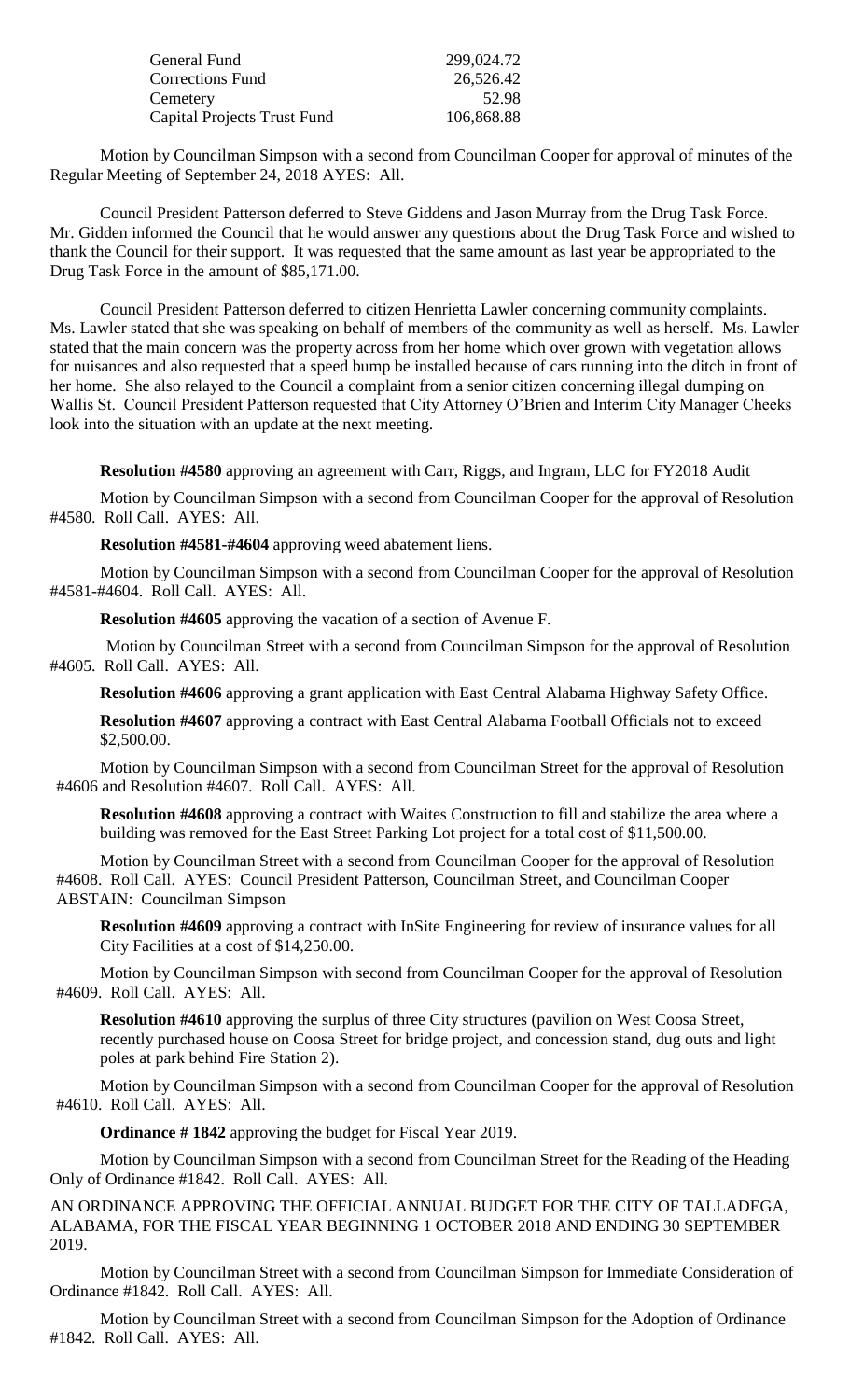| | |
|---|---|
| General Fund | 299,024.72 |
| Corrections Fund | 26,526.42 |
| Cemetery | 52.98 |
| Capital Projects Trust Fund | 106,868.88 |

Motion by Councilman Simpson with a second from Councilman Cooper for approval of minutes of the Regular Meeting of September 24, 2018 AYES: All.

Council President Patterson deferred to Steve Giddens and Jason Murray from the Drug Task Force. Mr. Gidden informed the Council that he would answer any questions about the Drug Task Force and wished to thank the Council for their support. It was requested that the same amount as last year be appropriated to the Drug Task Force in the amount of $85,171.00.

Council President Patterson deferred to citizen Henrietta Lawler concerning community complaints. Ms. Lawler stated that she was speaking on behalf of members of the community as well as herself. Ms. Lawler stated that the main concern was the property across from her home which over grown with vegetation allows for nuisances and also requested that a speed bump be installed because of cars running into the ditch in front of her home. She also relayed to the Council a complaint from a senior citizen concerning illegal dumping on Wallis St. Council President Patterson requested that City Attorney O'Brien and Interim City Manager Cheeks look into the situation with an update at the next meeting.

**Resolution #4580** approving an agreement with Carr, Riggs, and Ingram, LLC for FY2018 Audit

Motion by Councilman Simpson with a second from Councilman Cooper for the approval of Resolution #4580. Roll Call. AYES: All.

**Resolution #4581-#4604** approving weed abatement liens.

Motion by Councilman Simpson with a second from Councilman Cooper for the approval of Resolution #4581-#4604. Roll Call. AYES: All.

**Resolution #4605** approving the vacation of a section of Avenue F.

Motion by Councilman Street with a second from Councilman Simpson for the approval of Resolution #4605. Roll Call. AYES: All.

**Resolution #4606** approving a grant application with East Central Alabama Highway Safety Office.

**Resolution #4607** approving a contract with East Central Alabama Football Officials not to exceed $2,500.00.

Motion by Councilman Simpson with a second from Councilman Street for the approval of Resolution #4606 and Resolution #4607. Roll Call. AYES: All.

**Resolution #4608** approving a contract with Waites Construction to fill and stabilize the area where a building was removed for the East Street Parking Lot project for a total cost of $11,500.00.

Motion by Councilman Street with a second from Councilman Cooper for the approval of Resolution #4608. Roll Call. AYES: Council President Patterson, Councilman Street, and Councilman Cooper ABSTAIN: Councilman Simpson

**Resolution #4609** approving a contract with InSite Engineering for review of insurance values for all City Facilities at a cost of $14,250.00.

Motion by Councilman Simpson with second from Councilman Cooper for the approval of Resolution #4609. Roll Call. AYES: All.

**Resolution #4610** approving the surplus of three City structures (pavilion on West Coosa Street, recently purchased house on Coosa Street for bridge project, and concession stand, dug outs and light poles at park behind Fire Station 2).

Motion by Councilman Simpson with a second from Councilman Cooper for the approval of Resolution #4610. Roll Call. AYES: All.

**Ordinance # 1842** approving the budget for Fiscal Year 2019.

Motion by Councilman Simpson with a second from Councilman Street for the Reading of the Heading Only of Ordinance #1842. Roll Call. AYES: All.

AN ORDINANCE APPROVING THE OFFICIAL ANNUAL BUDGET FOR THE CITY OF TALLADEGA, ALABAMA, FOR THE FISCAL YEAR BEGINNING 1 OCTOBER 2018 AND ENDING 30 SEPTEMBER 2019.

Motion by Councilman Street with a second from Councilman Simpson for Immediate Consideration of Ordinance #1842. Roll Call. AYES: All.

Motion by Councilman Street with a second from Councilman Simpson for the Adoption of Ordinance #1842. Roll Call. AYES: All.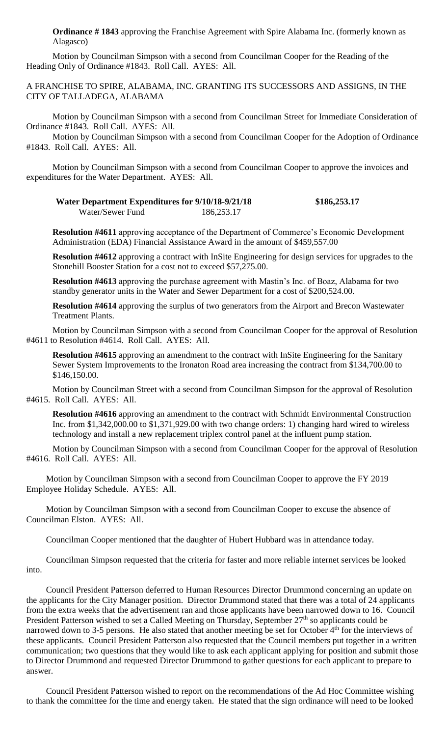**Ordinance # 1843** approving the Franchise Agreement with Spire Alabama Inc. (formerly known as Alagasco)

Motion by Councilman Simpson with a second from Councilman Cooper for the Reading of the Heading Only of Ordinance #1843. Roll Call. AYES: All.

A FRANCHISE TO SPIRE, ALABAMA, INC. GRANTING ITS SUCCESSORS AND ASSIGNS, IN THE CITY OF TALLADEGA, ALABAMA

Motion by Councilman Simpson with a second from Councilman Street for Immediate Consideration of Ordinance #1843. Roll Call. AYES: All.

Motion by Councilman Simpson with a second from Councilman Cooper for the Adoption of Ordinance #1843. Roll Call. AYES: All.

Motion by Councilman Simpson with a second from Councilman Cooper to approve the invoices and expenditures for the Water Department. AYES: All.

| **Water Department Expenditures for 9/10/18-9/21/18** | | **$186,253.17** |
|---|---|---|
| Water/Sewer Fund | 186,253.17 | |

**Resolution #4611** approving acceptance of the Department of Commerce's Economic Development Administration (EDA) Financial Assistance Award in the amount of $459,557.00

**Resolution #4612** approving a contract with InSite Engineering for design services for upgrades to the Stonehill Booster Station for a cost not to exceed $57,275.00.

**Resolution #4613** approving the purchase agreement with Mastin's Inc. of Boaz, Alabama for two standby generator units in the Water and Sewer Department for a cost of $200,524.00.

**Resolution #4614** approving the surplus of two generators from the Airport and Brecon Wastewater Treatment Plants.

Motion by Councilman Simpson with a second from Councilman Cooper for the approval of Resolution #4611 to Resolution #4614. Roll Call. AYES: All.

**Resolution #4615** approving an amendment to the contract with InSite Engineering for the Sanitary Sewer System Improvements to the Ironaton Road area increasing the contract from $134,700.00 to $146,150.00.

Motion by Councilman Street with a second from Councilman Simpson for the approval of Resolution #4615. Roll Call. AYES: All.

**Resolution #4616** approving an amendment to the contract with Schmidt Environmental Construction Inc. from $1,342,000.00 to $1,371,929.00 with two change orders: 1) changing hard wired to wireless technology and install a new replacement triplex control panel at the influent pump station.

Motion by Councilman Simpson with a second from Councilman Cooper for the approval of Resolution #4616. Roll Call. AYES: All.

Motion by Councilman Simpson with a second from Councilman Cooper to approve the FY 2019 Employee Holiday Schedule. AYES: All.

Motion by Councilman Simpson with a second from Councilman Cooper to excuse the absence of Councilman Elston. AYES: All.

Councilman Cooper mentioned that the daughter of Hubert Hubbard was in attendance today.

Councilman Simpson requested that the criteria for faster and more reliable internet services be looked into.

Council President Patterson deferred to Human Resources Director Drummond concerning an update on the applicants for the City Manager position. Director Drummond stated that there was a total of 24 applicants from the extra weeks that the advertisement ran and those applicants have been narrowed down to 16. Council President Patterson wished to set a Called Meeting on Thursday, September 27th so applicants could be narrowed down to 3-5 persons. He also stated that another meeting be set for October 4th for the interviews of these applicants. Council President Patterson also requested that the Council members put together in a written communication; two questions that they would like to ask each applicant applying for position and submit those to Director Drummond and requested Director Drummond to gather questions for each applicant to prepare to answer.

Council President Patterson wished to report on the recommendations of the Ad Hoc Committee wishing to thank the committee for the time and energy taken. He stated that the sign ordinance will need to be looked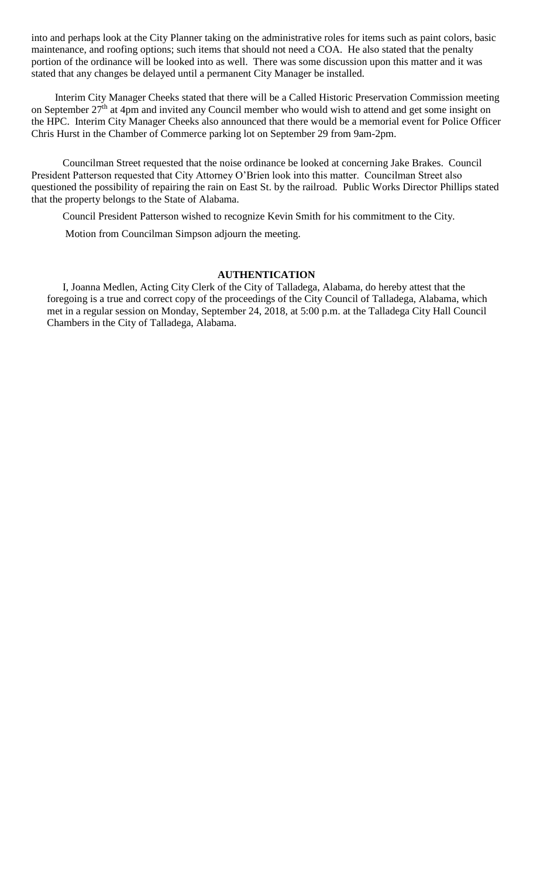into and perhaps look at the City Planner taking on the administrative roles for items such as paint colors, basic maintenance, and roofing options; such items that should not need a COA. He also stated that the penalty portion of the ordinance will be looked into as well. There was some discussion upon this matter and it was stated that any changes be delayed until a permanent City Manager be installed.

Interim City Manager Cheeks stated that there will be a Called Historic Preservation Commission meeting on September 27th at 4pm and invited any Council member who would wish to attend and get some insight on the HPC. Interim City Manager Cheeks also announced that there would be a memorial event for Police Officer Chris Hurst in the Chamber of Commerce parking lot on September 29 from 9am-2pm.

Councilman Street requested that the noise ordinance be looked at concerning Jake Brakes. Council President Patterson requested that City Attorney O'Brien look into this matter. Councilman Street also questioned the possibility of repairing the rain on East St. by the railroad. Public Works Director Phillips stated that the property belongs to the State of Alabama.

Council President Patterson wished to recognize Kevin Smith for his commitment to the City.

Motion from Councilman Simpson adjourn the meeting.

**AUTHENTICATION**

I, Joanna Medlen, Acting City Clerk of the City of Talladega, Alabama, do hereby attest that the foregoing is a true and correct copy of the proceedings of the City Council of Talladega, Alabama, which met in a regular session on Monday, September 24, 2018, at 5:00 p.m. at the Talladega City Hall Council Chambers in the City of Talladega, Alabama.